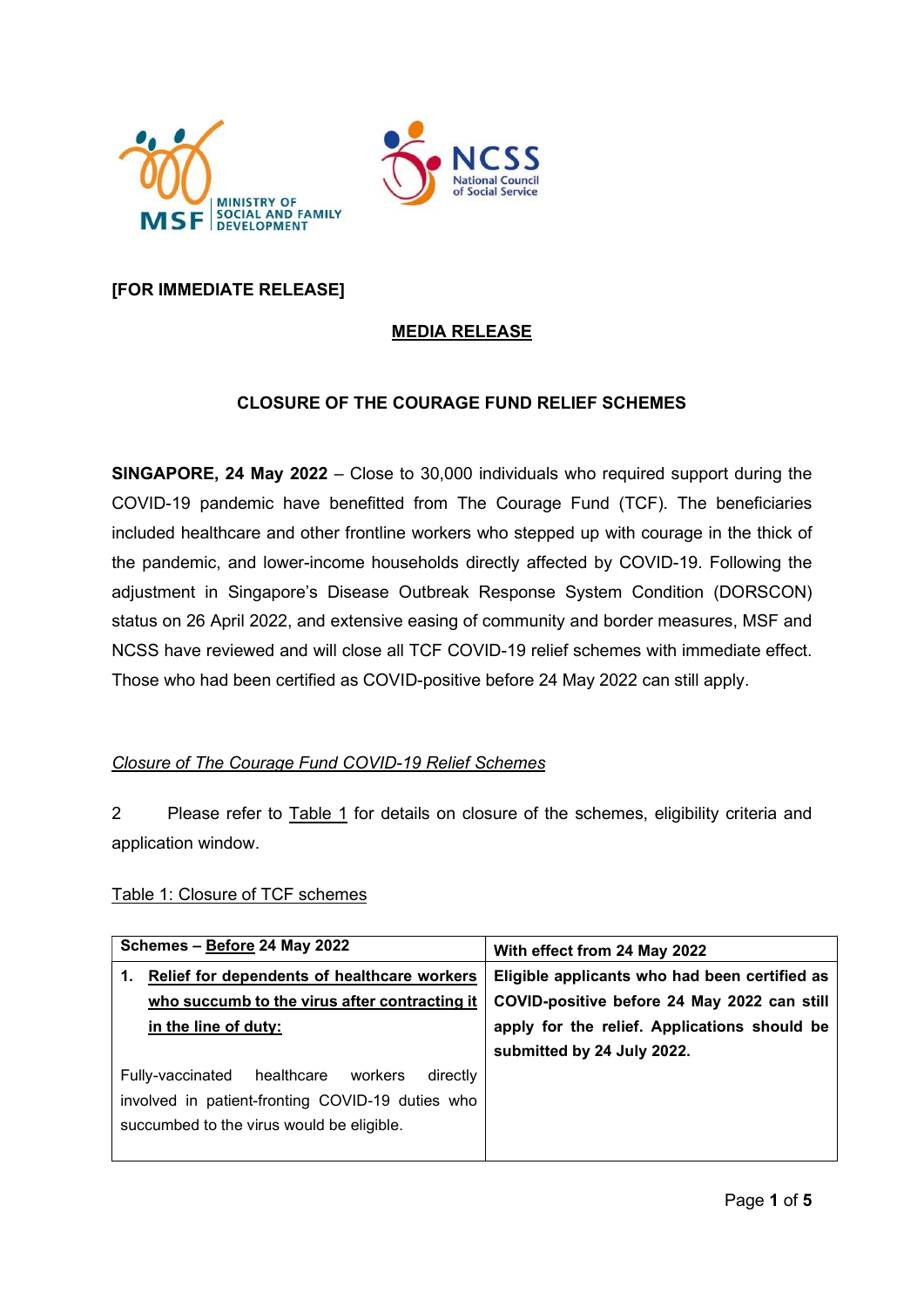**[FOR IMMEDIATE RELEASE]**

**MEDIA RELEASE**

**CLOSURE OF THE COURAGE FUND RELIEF SCHEMES**

**SINGAPORE, 24 May 2022** – Close to 30,000 individuals who required support during the COVID-19 pandemic have benefitted from The Courage Fund (TCF). The beneficiaries included healthcare and other frontline workers who stepped up with courage in the thick of the pandemic, and lower-income households directly affected by COVID-19. Following the adjustment in Singapore's Disease Outbreak Response System Condition (DORSCON) status on 26 April 2022, and extensive easing of community and border measures, MSF and NCSS have reviewed and will close all TCF COVID-19 relief schemes with immediate effect. Those who had been certified as COVID-positive before 24 May 2022 can still apply.

*Closure of The Courage Fund COVID-19 Relief Schemes*

2 Please refer to Table 1 for details on closure of the schemes, eligibility criteria and application window.

Table 1: Closure of TCF schemes

| **Schemes – Before 24 May 2022** | **With effect from 24 May 2022** |
|---|---|
| **1. Relief for dependents of healthcare workers who succumb to the virus after contracting it in the line of duty:**<br><br>Fully-vaccinated healthcare workers directly involved in patient-fronting COVID-19 duties who succumbed to the virus would be eligible. | **Eligible applicants who had been certified as COVID-positive before 24 May 2022 can still apply for the relief. Applications should be submitted by 24 July 2022.** |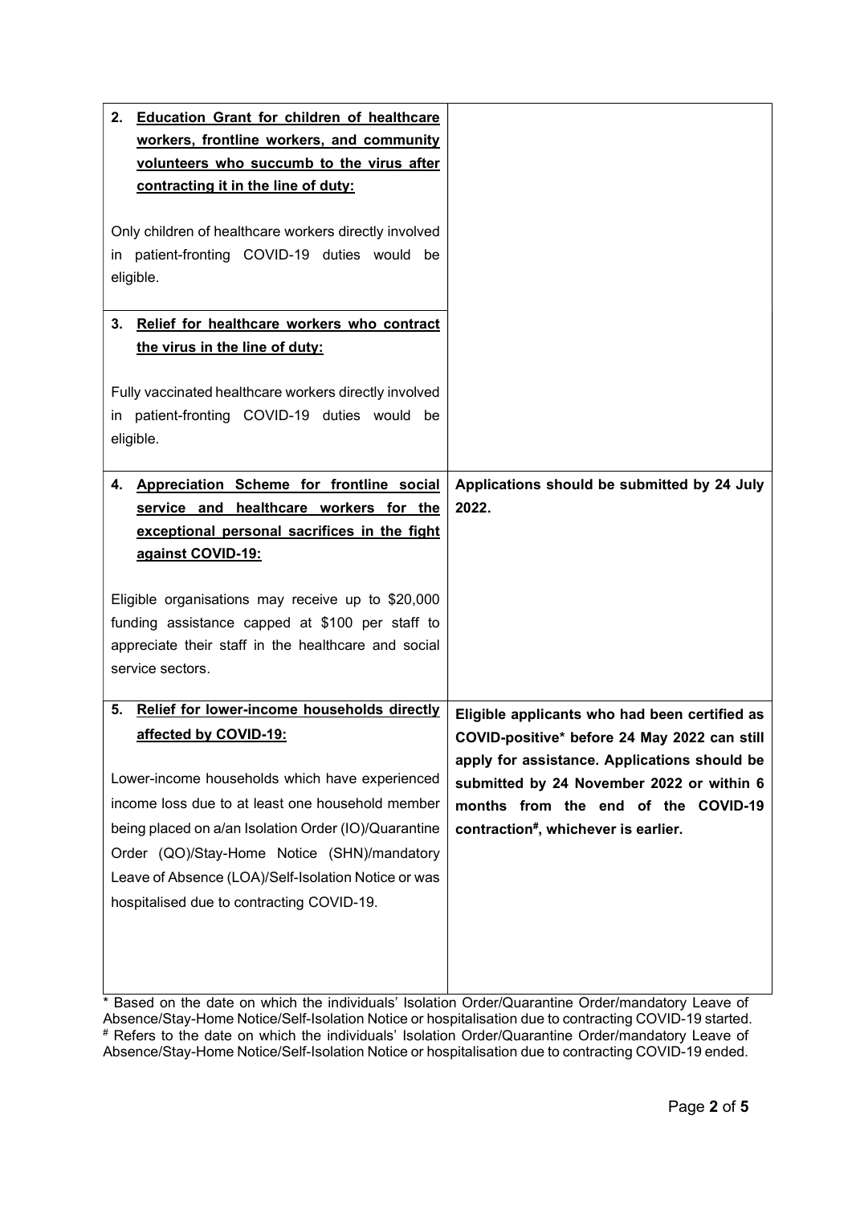| | |
|---|---|
| **2. Education Grant for children of healthcare workers, frontline workers, and community volunteers who succumb to the virus after contracting it in the line of duty:**<br><br>Only children of healthcare workers directly involved in patient-fronting COVID-19 duties would be eligible. | |
| **3. Relief for healthcare workers who contract the virus in the line of duty:**<br><br>Fully vaccinated healthcare workers directly involved in patient-fronting COVID-19 duties would be eligible. | |
| **4. Appreciation Scheme for frontline social service and healthcare workers for the exceptional personal sacrifices in the fight against COVID-19:**<br><br>Eligible organisations may receive up to $20,000 funding assistance capped at $100 per staff to appreciate their staff in the healthcare and social service sectors. | **Applications should be submitted by 24 July 2022.** |
| **5. Relief for lower-income households directly affected by COVID-19:**<br><br>Lower-income households which have experienced income loss due to at least one household member being placed on a/an Isolation Order (IO)/Quarantine Order (QO)/Stay-Home Notice (SHN)/mandatory Leave of Absence (LOA)/Self-Isolation Notice or was hospitalised due to contracting COVID-19. | **Eligible applicants who had been certified as COVID-positive* before 24 May 2022 can still apply for assistance. Applications should be submitted by 24 November 2022 or within 6 months from the end of the COVID-19 contraction#, whichever is earlier.** |

* Based on the date on which the individuals' Isolation Order/Quarantine Order/mandatory Leave of Absence/Stay-Home Notice/Self-Isolation Notice or hospitalisation due to contracting COVID-19 started.
# Refers to the date on which the individuals' Isolation Order/Quarantine Order/mandatory Leave of Absence/Stay-Home Notice/Self-Isolation Notice or hospitalisation due to contracting COVID-19 ended.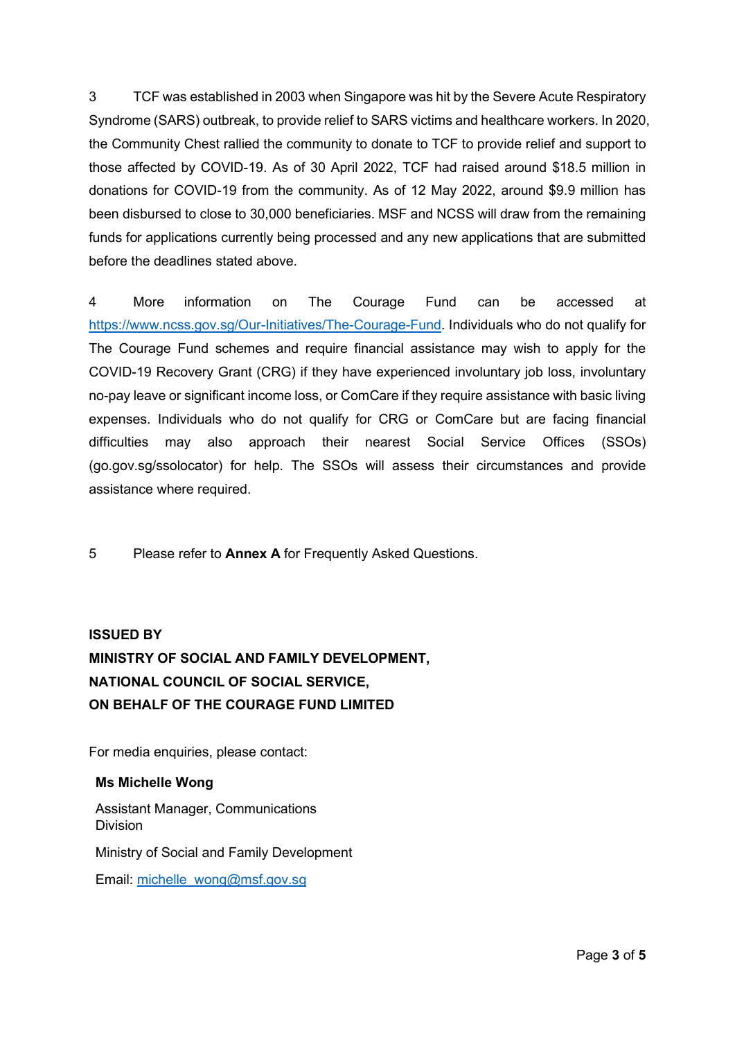3 TCF was established in 2003 when Singapore was hit by the Severe Acute Respiratory Syndrome (SARS) outbreak, to provide relief to SARS victims and healthcare workers. In 2020, the Community Chest rallied the community to donate to TCF to provide relief and support to those affected by COVID-19. As of 30 April 2022, TCF had raised around $18.5 million in donations for COVID-19 from the community. As of 12 May 2022, around $9.9 million has been disbursed to close to 30,000 beneficiaries. MSF and NCSS will draw from the remaining funds for applications currently being processed and any new applications that are submitted before the deadlines stated above.

4 More information on The Courage Fund can be accessed at https://www.ncss.gov.sg/Our-Initiatives/The-Courage-Fund. Individuals who do not qualify for The Courage Fund schemes and require financial assistance may wish to apply for the COVID-19 Recovery Grant (CRG) if they have experienced involuntary job loss, involuntary no-pay leave or significant income loss, or ComCare if they require assistance with basic living expenses. Individuals who do not qualify for CRG or ComCare but are facing financial difficulties may also approach their nearest Social Service Offices (SSOs) (go.gov.sg/ssolocator) for help. The SSOs will assess their circumstances and provide assistance where required.

5 Please refer to **Annex A** for Frequently Asked Questions.

**ISSUED BY**
**MINISTRY OF SOCIAL AND FAMILY DEVELOPMENT,**
**NATIONAL COUNCIL OF SOCIAL SERVICE,**
**ON BEHALF OF THE COURAGE FUND LIMITED**

For media enquiries, please contact:

**Ms Michelle Wong**

Assistant Manager, Communications Division

Ministry of Social and Family Development

Email: michelle_wong@msf.gov.sg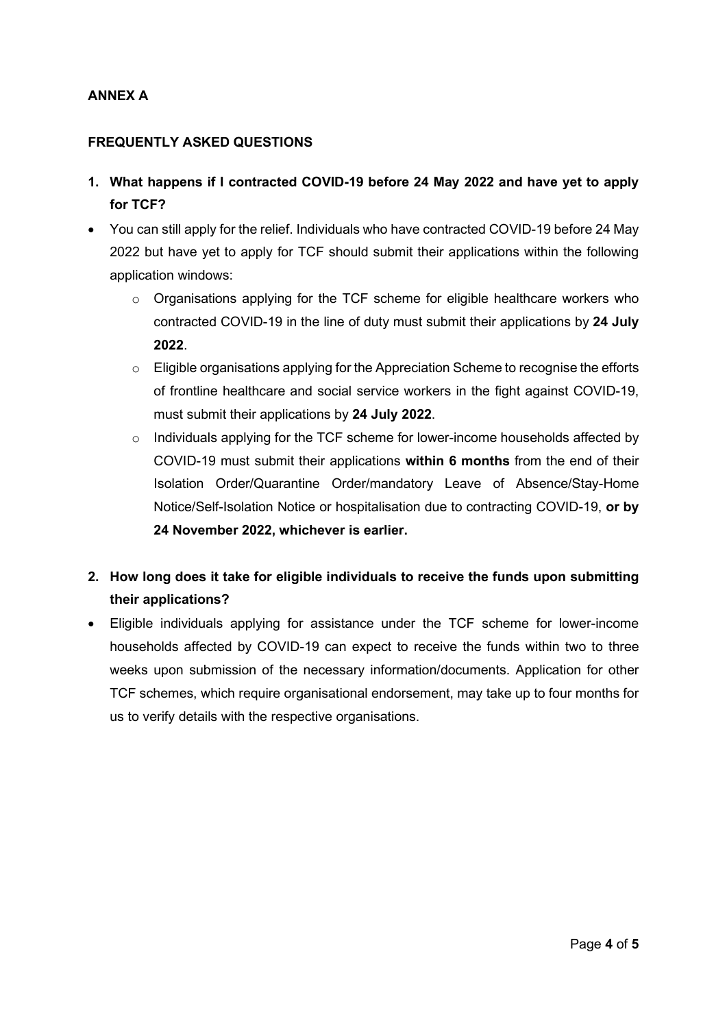## ANNEX A

### FREQUENTLY ASKED QUESTIONS

1. **What happens if I contracted COVID-19 before 24 May 2022 and have yet to apply for TCF?**

- You can still apply for the relief. Individuals who have contracted COVID-19 before 24 May 2022 but have yet to apply for TCF should submit their applications within the following application windows:
    - Organisations applying for the TCF scheme for eligible healthcare workers who contracted COVID-19 in the line of duty must submit their applications by **24 July 2022**.
    - Eligible organisations applying for the Appreciation Scheme to recognise the efforts of frontline healthcare and social service workers in the fight against COVID-19, must submit their applications by **24 July 2022**.
    - Individuals applying for the TCF scheme for lower-income households affected by COVID-19 must submit their applications **within 6 months** from the end of their Isolation Order/Quarantine Order/mandatory Leave of Absence/Stay-Home Notice/Self-Isolation Notice or hospitalisation due to contracting COVID-19, **or by 24 November 2022, whichever is earlier.**

2. **How long does it take for eligible individuals to receive the funds upon submitting their applications?**

- Eligible individuals applying for assistance under the TCF scheme for lower-income households affected by COVID-19 can expect to receive the funds within two to three weeks upon submission of the necessary information/documents. Application for other TCF schemes, which require organisational endorsement, may take up to four months for us to verify details with the respective organisations.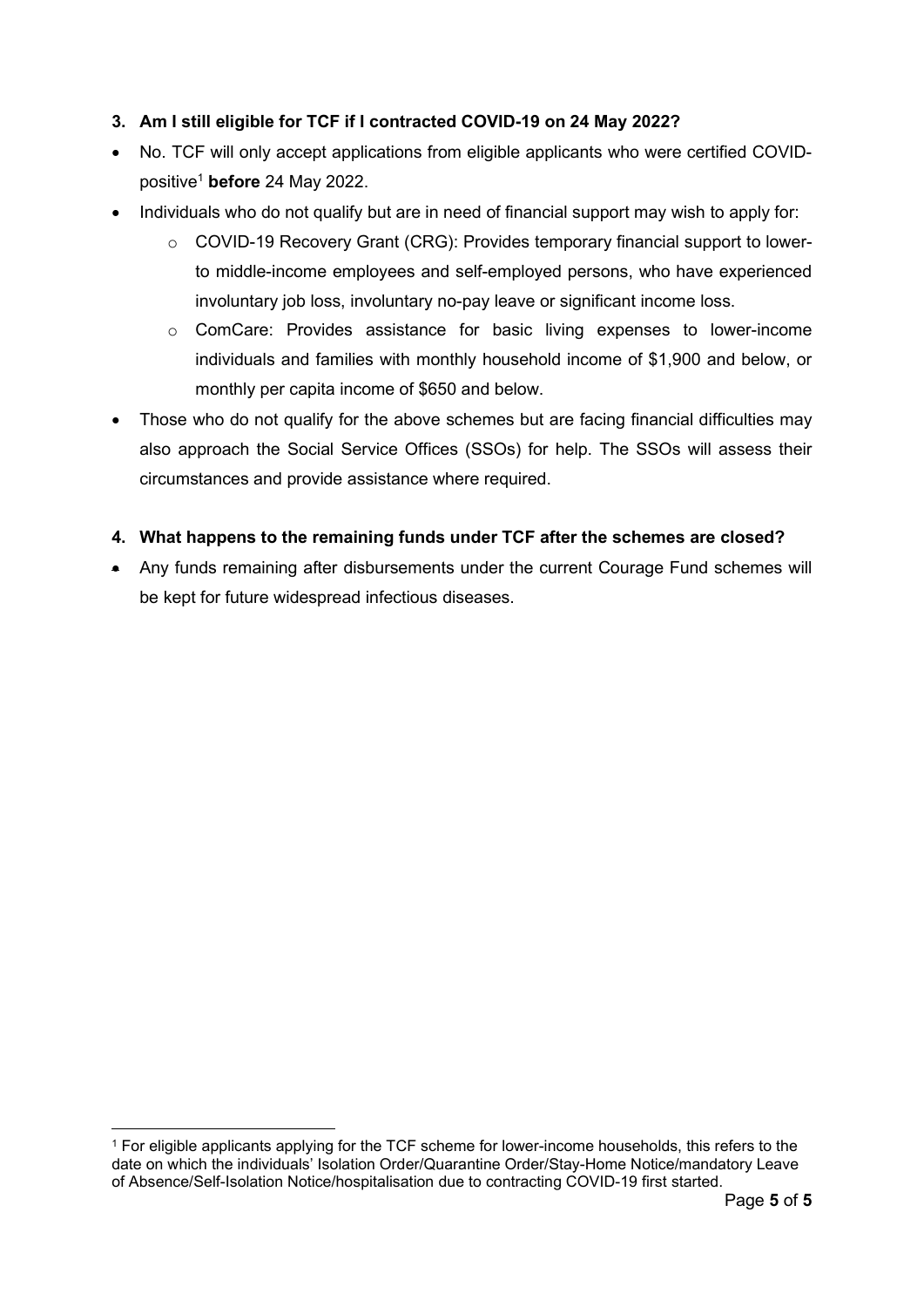### 3. Am I still eligible for TCF if I contracted COVID-19 on 24 May 2022?

- No. TCF will only accept applications from eligible applicants who were certified COVID-positive[1] **before** 24 May 2022.
- Individuals who do not qualify but are in need of financial support may wish to apply for:
  - COVID-19 Recovery Grant (CRG): Provides temporary financial support to lower- to middle-income employees and self-employed persons, who have experienced involuntary job loss, involuntary no-pay leave or significant income loss.
  - ComCare: Provides assistance for basic living expenses to lower-income individuals and families with monthly household income of $1,900 and below, or monthly per capita income of $650 and below.
- Those who do not qualify for the above schemes but are facing financial difficulties may also approach the Social Service Offices (SSOs) for help. The SSOs will assess their circumstances and provide assistance where required.

### 4. What happens to the remaining funds under TCF after the schemes are closed?

- Any funds remaining after disbursements under the current Courage Fund schemes will be kept for future widespread infectious diseases.

---

[1] For eligible applicants applying for the TCF scheme for lower-income households, this refers to the date on which the individuals' Isolation Order/Quarantine Order/Stay-Home Notice/mandatory Leave of Absence/Self-Isolation Notice/hospitalisation due to contracting COVID-19 first started.